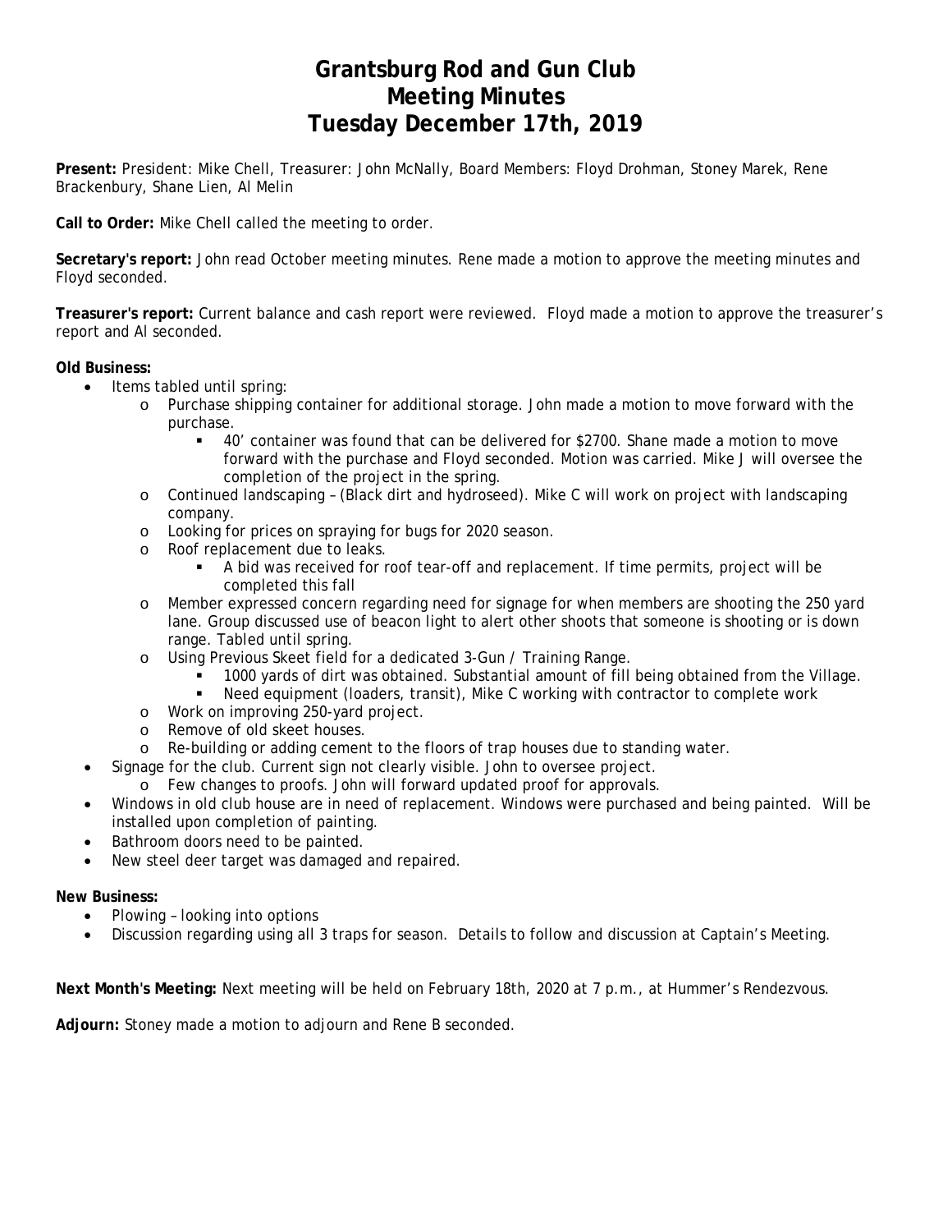# Grantsburg Rod and Gun Club
# Meeting Minutes
# Tuesday December 17th, 2019

**Present:** President: Mike Chell, Treasurer: John McNally, Board Members: Floyd Drohman, Stoney Marek, Rene Brackenbury, Shane Lien, Al Melin

**Call to Order:** Mike Chell called the meeting to order.

**Secretary's report:** John read October meeting minutes. Rene made a motion to approve the meeting minutes and Floyd seconded.

**Treasurer's report:** Current balance and cash report were reviewed. Floyd made a motion to approve the treasurer's report and Al seconded.

**Old Business:**

- Items tabled until spring:
  - Purchase shipping container for additional storage. John made a motion to move forward with the purchase.
    - 40' container was found that can be delivered for $2700. Shane made a motion to move forward with the purchase and Floyd seconded. Motion was carried. Mike J will oversee the completion of the project in the spring.
  - Continued landscaping – (Black dirt and hydroseed). Mike C will work on project with landscaping company.
  - Looking for prices on spraying for bugs for 2020 season.
  - Roof replacement due to leaks.
    - A bid was received for roof tear-off and replacement. If time permits, project will be completed this fall
  - Member expressed concern regarding need for signage for when members are shooting the 250 yard lane. Group discussed use of beacon light to alert other shoots that someone is shooting or is down range. Tabled until spring.
  - Using Previous Skeet field for a dedicated 3-Gun / Training Range.
    - 1000 yards of dirt was obtained. Substantial amount of fill being obtained from the Village.
    - Need equipment (loaders, transit), Mike C working with contractor to complete work
  - Work on improving 250-yard project.
  - Remove of old skeet houses.
  - Re-building or adding cement to the floors of trap houses due to standing water.
- Signage for the club. Current sign not clearly visible. John to oversee project.
  - Few changes to proofs. John will forward updated proof for approvals.
- Windows in old club house are in need of replacement. Windows were purchased and being painted. Will be installed upon completion of painting.
- Bathroom doors need to be painted.
- New steel deer target was damaged and repaired.

**New Business:**

- Plowing – looking into options
- Discussion regarding using all 3 traps for season. Details to follow and discussion at Captain's Meeting.

**Next Month's Meeting:** Next meeting will be held on February 18th, 2020 at 7 p.m., at Hummer's Rendezvous.

**Adjourn:** Stoney made a motion to adjourn and Rene B seconded.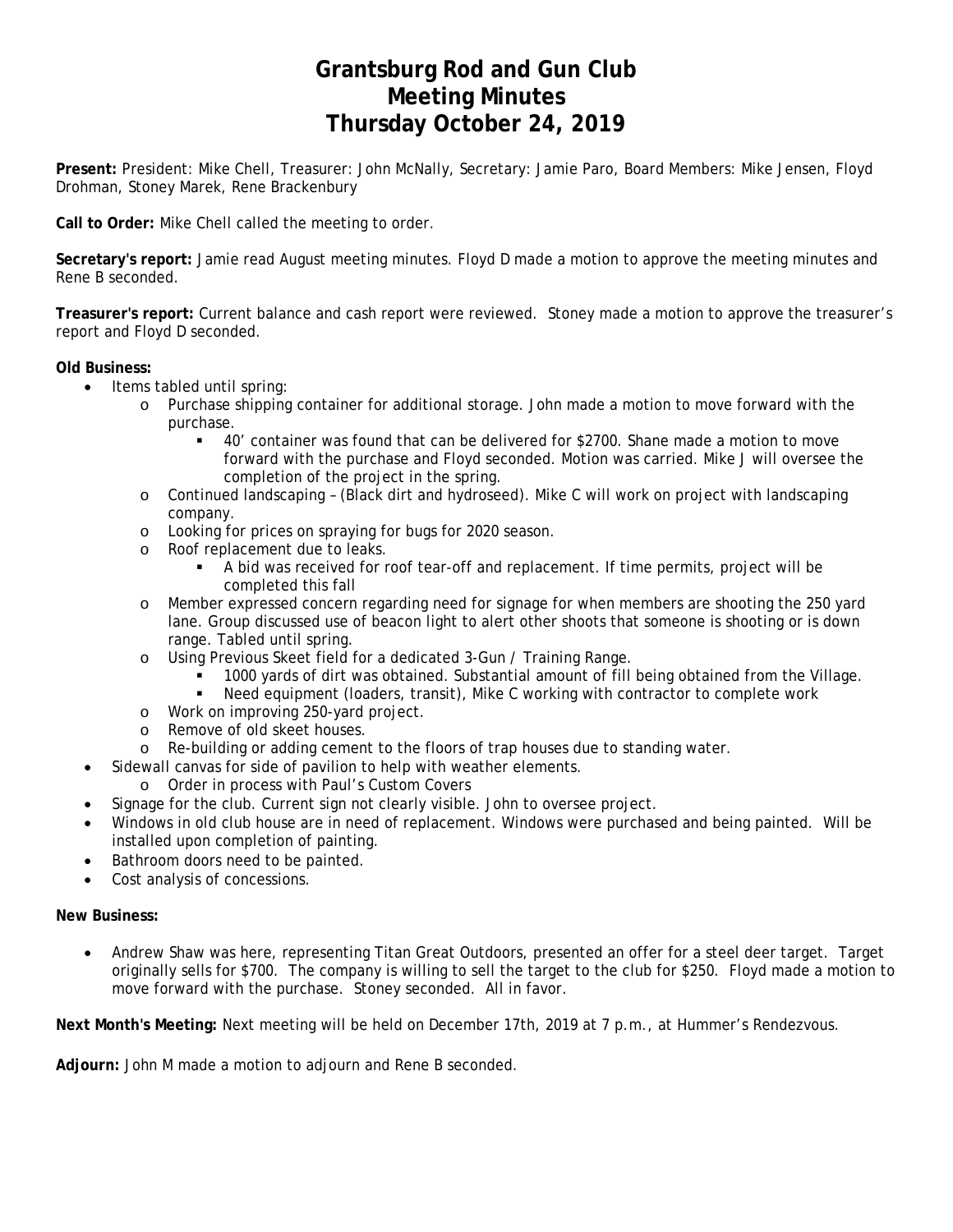# Grantsburg Rod and Gun Club
# Meeting Minutes
# Thursday October 24, 2019

**Present:** President: Mike Chell, Treasurer: John McNally, Secretary: Jamie Paro, Board Members: Mike Jensen, Floyd Drohman, Stoney Marek, Rene Brackenbury

**Call to Order:** Mike Chell called the meeting to order.

**Secretary's report:** Jamie read August meeting minutes. Floyd D made a motion to approve the meeting minutes and Rene B seconded.

**Treasurer's report:** Current balance and cash report were reviewed. Stoney made a motion to approve the treasurer's report and Floyd D seconded.

**Old Business:**

- Items tabled until spring:
  - Purchase shipping container for additional storage. John made a motion to move forward with the purchase.
    - 40' container was found that can be delivered for $2700. Shane made a motion to move forward with the purchase and Floyd seconded. Motion was carried. Mike J will oversee the completion of the project in the spring.
  - Continued landscaping – (Black dirt and hydroseed). Mike C will work on project with landscaping company.
  - Looking for prices on spraying for bugs for 2020 season.
  - Roof replacement due to leaks.
    - A bid was received for roof tear-off and replacement. If time permits, project will be completed this fall
  - Member expressed concern regarding need for signage for when members are shooting the 250 yard lane. Group discussed use of beacon light to alert other shoots that someone is shooting or is down range. Tabled until spring.
  - Using Previous Skeet field for a dedicated 3-Gun / Training Range.
    - 1000 yards of dirt was obtained. Substantial amount of fill being obtained from the Village.
    - Need equipment (loaders, transit), Mike C working with contractor to complete work
  - Work on improving 250-yard project.
  - Remove of old skeet houses.
  - Re-building or adding cement to the floors of trap houses due to standing water.
- Sidewall canvas for side of pavilion to help with weather elements.
  - Order in process with Paul's Custom Covers
- Signage for the club. Current sign not clearly visible. John to oversee project.
- Windows in old club house are in need of replacement. Windows were purchased and being painted. Will be installed upon completion of painting.
- Bathroom doors need to be painted.
- Cost analysis of concessions.

**New Business:**

- Andrew Shaw was here, representing Titan Great Outdoors, presented an offer for a steel deer target. Target originally sells for $700. The company is willing to sell the target to the club for $250. Floyd made a motion to move forward with the purchase. Stoney seconded. All in favor.

**Next Month's Meeting:** Next meeting will be held on December 17th, 2019 at 7 p.m., at Hummer's Rendezvous.

**Adjourn:** John M made a motion to adjourn and Rene B seconded.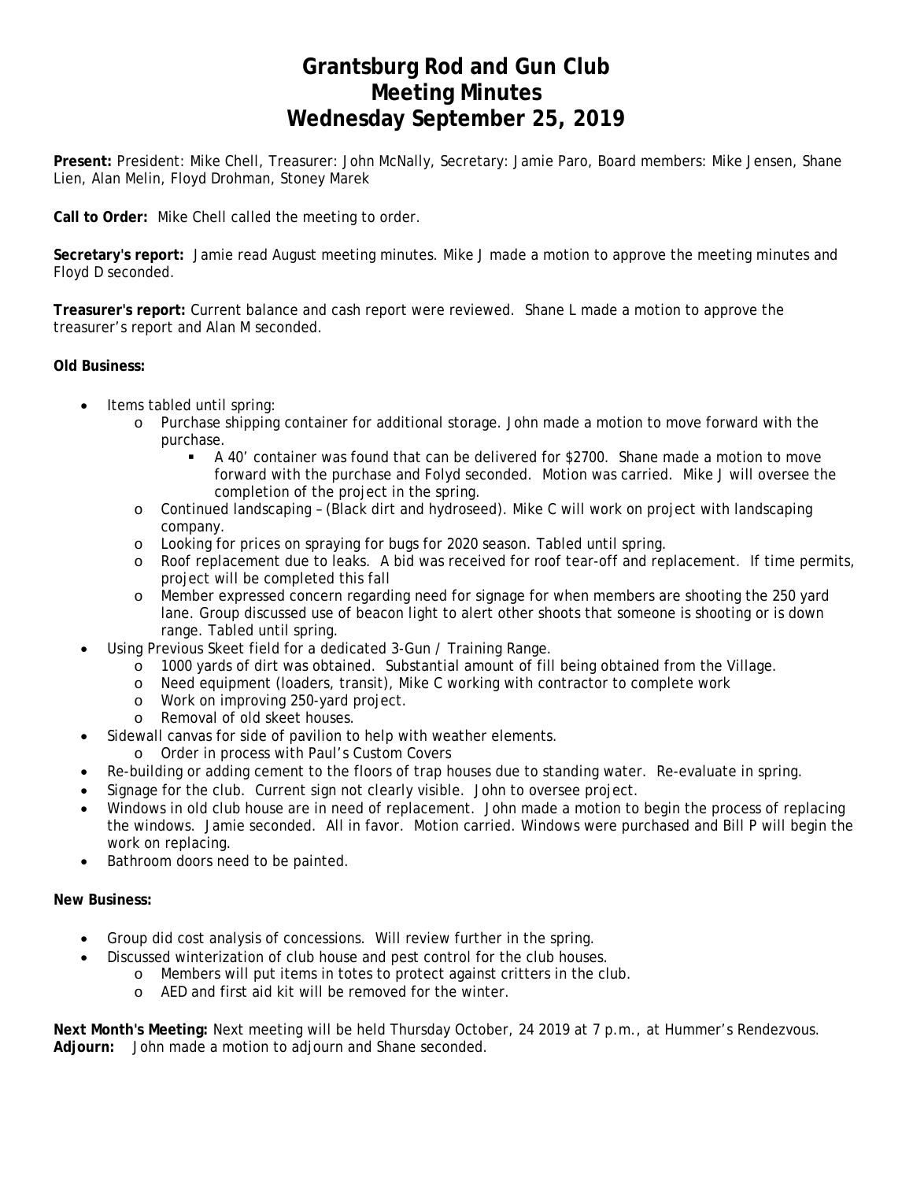# Grantsburg Rod and Gun Club
# Meeting Minutes
# Wednesday September 25, 2019

**Present:** President: Mike Chell, Treasurer: John McNally, Secretary: Jamie Paro, Board members: Mike Jensen, Shane Lien, Alan Melin, Floyd Drohman, Stoney Marek

**Call to Order:** Mike Chell called the meeting to order.

**Secretary's report:** Jamie read August meeting minutes. Mike J made a motion to approve the meeting minutes and Floyd D seconded.

**Treasurer's report:** Current balance and cash report were reviewed. Shane L made a motion to approve the treasurer's report and Alan M seconded.

**Old Business:**

- Items tabled until spring:
  - Purchase shipping container for additional storage. John made a motion to move forward with the purchase.
    - A 40' container was found that can be delivered for $2700. Shane made a motion to move forward with the purchase and Folyd seconded. Motion was carried. Mike J will oversee the completion of the project in the spring.
  - Continued landscaping – (Black dirt and hydroseed). Mike C will work on project with landscaping company.
  - Looking for prices on spraying for bugs for 2020 season. Tabled until spring.
  - Roof replacement due to leaks. A bid was received for roof tear-off and replacement. If time permits, project will be completed this fall
  - Member expressed concern regarding need for signage for when members are shooting the 250 yard lane. Group discussed use of beacon light to alert other shoots that someone is shooting or is down range. Tabled until spring.
- Using Previous Skeet field for a dedicated 3-Gun / Training Range.
  - 1000 yards of dirt was obtained. Substantial amount of fill being obtained from the Village.
  - Need equipment (loaders, transit), Mike C working with contractor to complete work
  - Work on improving 250-yard project.
  - Removal of old skeet houses.
- Sidewall canvas for side of pavilion to help with weather elements.
  - Order in process with Paul's Custom Covers
- Re-building or adding cement to the floors of trap houses due to standing water. Re-evaluate in spring.
- Signage for the club. Current sign not clearly visible. John to oversee project.
- Windows in old club house are in need of replacement. John made a motion to begin the process of replacing the windows. Jamie seconded. All in favor. Motion carried. Windows were purchased and Bill P will begin the work on replacing.
- Bathroom doors need to be painted.

**New Business:**

- Group did cost analysis of concessions. Will review further in the spring.
- Discussed winterization of club house and pest control for the club houses.
  - Members will put items in totes to protect against critters in the club.
  - AED and first aid kit will be removed for the winter.

**Next Month's Meeting:** Next meeting will be held Thursday October, 24 2019 at 7 p.m., at Hummer's Rendezvous.
**Adjourn:** John made a motion to adjourn and Shane seconded.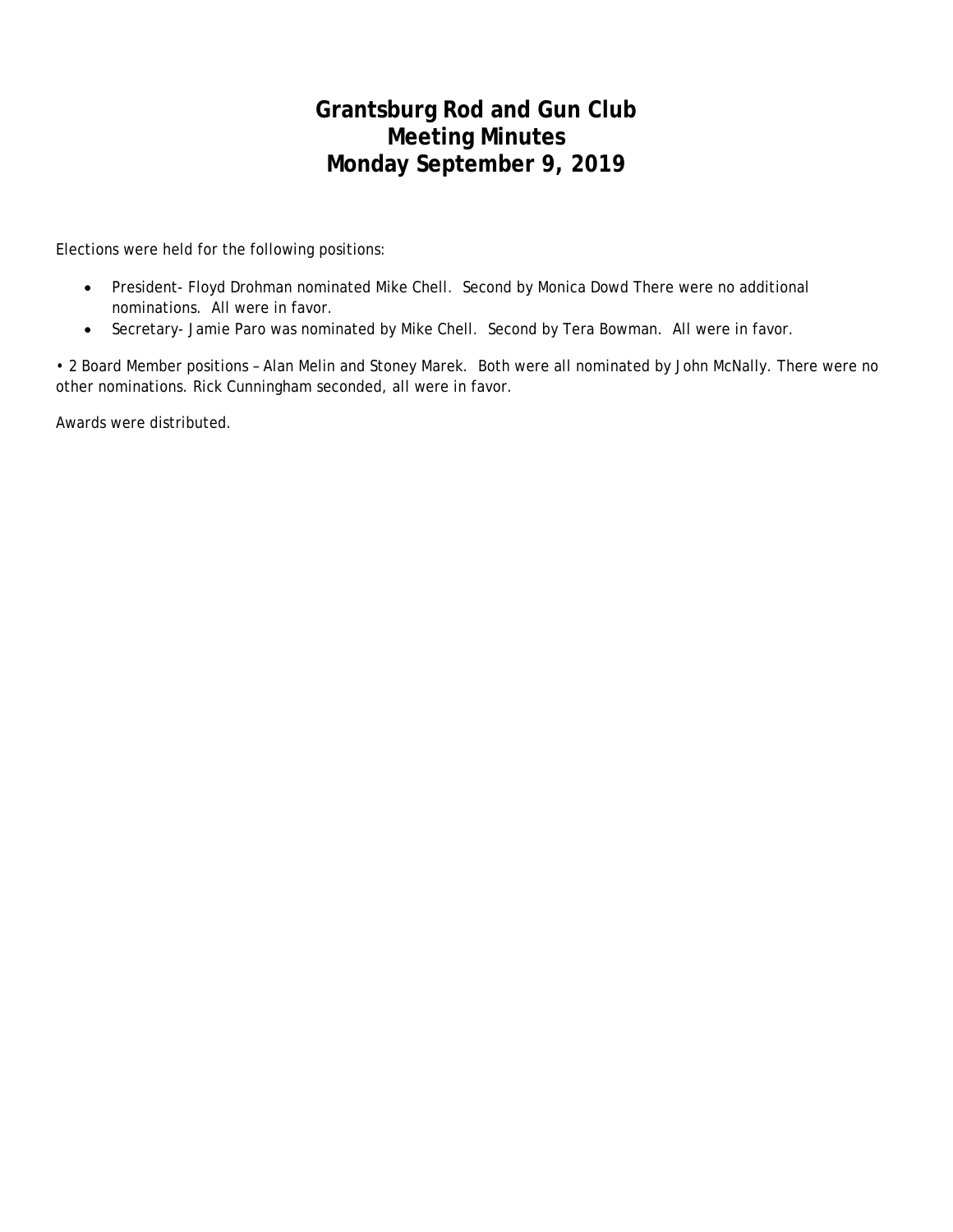# Grantsburg Rod and Gun Club
## Meeting Minutes
## Monday September 9, 2019

Elections were held for the following positions:

- President- Floyd Drohman nominated Mike Chell. Second by Monica Dowd There were no additional nominations. All were in favor.
- Secretary- Jamie Paro was nominated by Mike Chell. Second by Tera Bowman. All were in favor.

• 2 Board Member positions – Alan Melin and Stoney Marek. Both were all nominated by John McNally. There were no other nominations. Rick Cunningham seconded, all were in favor.

Awards were distributed.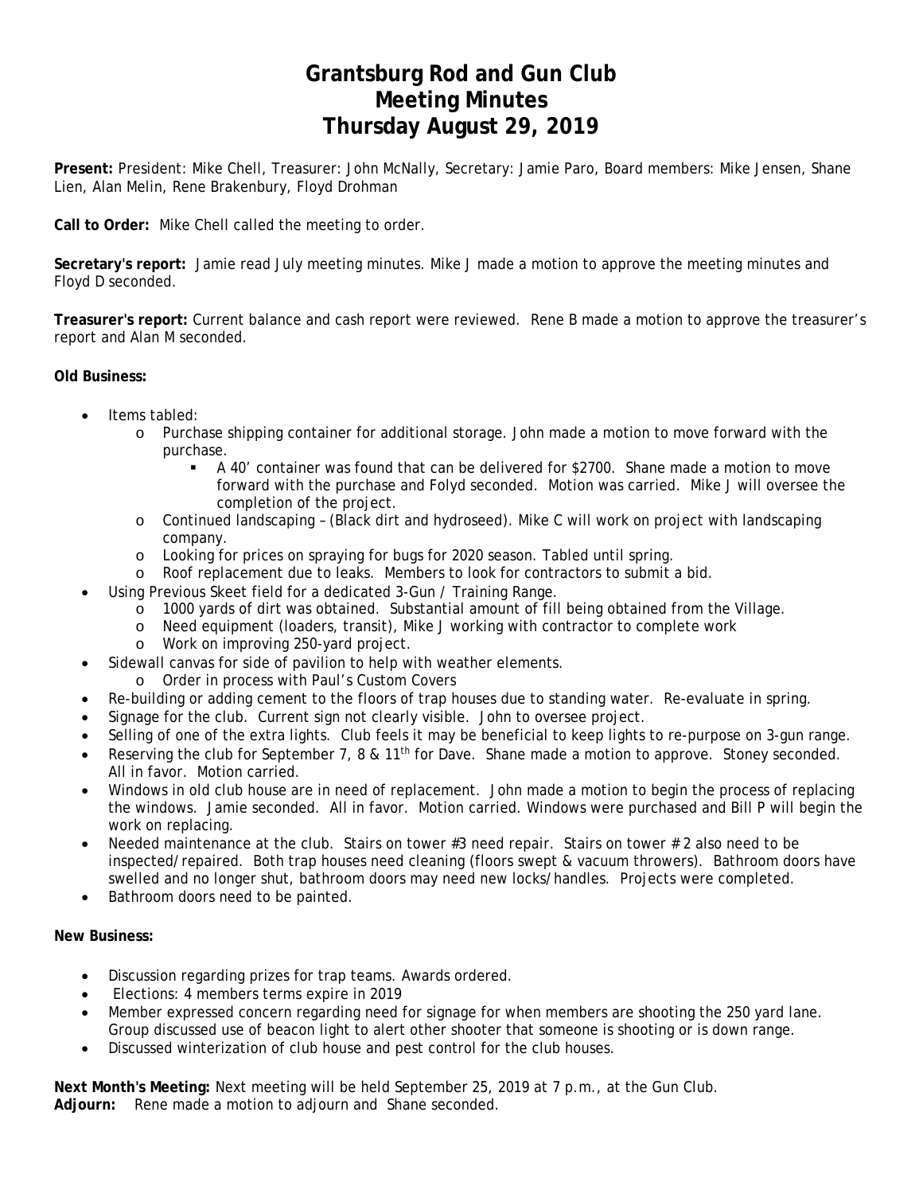# Grantsburg Rod and Gun Club
# Meeting Minutes
# Thursday August 29, 2019

**Present:** President: Mike Chell, Treasurer: John McNally, Secretary: Jamie Paro, Board members: Mike Jensen, Shane Lien, Alan Melin, Rene Brakenbury, Floyd Drohman

**Call to Order:** Mike Chell called the meeting to order.

**Secretary's report:** Jamie read July meeting minutes. Mike J made a motion to approve the meeting minutes and Floyd D seconded.

**Treasurer's report:** Current balance and cash report were reviewed. Rene B made a motion to approve the treasurer's report and Alan M seconded.

**Old Business:**

- Items tabled:
  - Purchase shipping container for additional storage. John made a motion to move forward with the purchase.
    - A 40' container was found that can be delivered for $2700. Shane made a motion to move forward with the purchase and Folyd seconded. Motion was carried. Mike J will oversee the completion of the project.
  - Continued landscaping – (Black dirt and hydroseed). Mike C will work on project with landscaping company.
  - Looking for prices on spraying for bugs for 2020 season. Tabled until spring.
  - Roof replacement due to leaks. Members to look for contractors to submit a bid.
- Using Previous Skeet field for a dedicated 3-Gun / Training Range.
  - 1000 yards of dirt was obtained. Substantial amount of fill being obtained from the Village.
  - Need equipment (loaders, transit), Mike J working with contractor to complete work
  - Work on improving 250-yard project.
- Sidewall canvas for side of pavilion to help with weather elements.
  - Order in process with Paul's Custom Covers
- Re-building or adding cement to the floors of trap houses due to standing water. Re-evaluate in spring.
- Signage for the club. Current sign not clearly visible. John to oversee project.
- Selling of one of the extra lights. Club feels it may be beneficial to keep lights to re-purpose on 3-gun range.
- Reserving the club for September 7, 8 & 11th for Dave. Shane made a motion to approve. Stoney seconded. All in favor. Motion carried.
- Windows in old club house are in need of replacement. John made a motion to begin the process of replacing the windows. Jamie seconded. All in favor. Motion carried. Windows were purchased and Bill P will begin the work on replacing.
- Needed maintenance at the club. Stairs on tower #3 need repair. Stairs on tower # 2 also need to be inspected/repaired. Both trap houses need cleaning (floors swept & vacuum throwers). Bathroom doors have swelled and no longer shut, bathroom doors may need new locks/handles. Projects were completed.
- Bathroom doors need to be painted.

**New Business:**

- Discussion regarding prizes for trap teams. Awards ordered.
- Elections: 4 members terms expire in 2019
- Member expressed concern regarding need for signage for when members are shooting the 250 yard lane. Group discussed use of beacon light to alert other shooter that someone is shooting or is down range.
- Discussed winterization of club house and pest control for the club houses.

**Next Month's Meeting:** Next meeting will be held September 25, 2019 at 7 p.m., at the Gun Club.
**Adjourn:** Rene made a motion to adjourn and Shane seconded.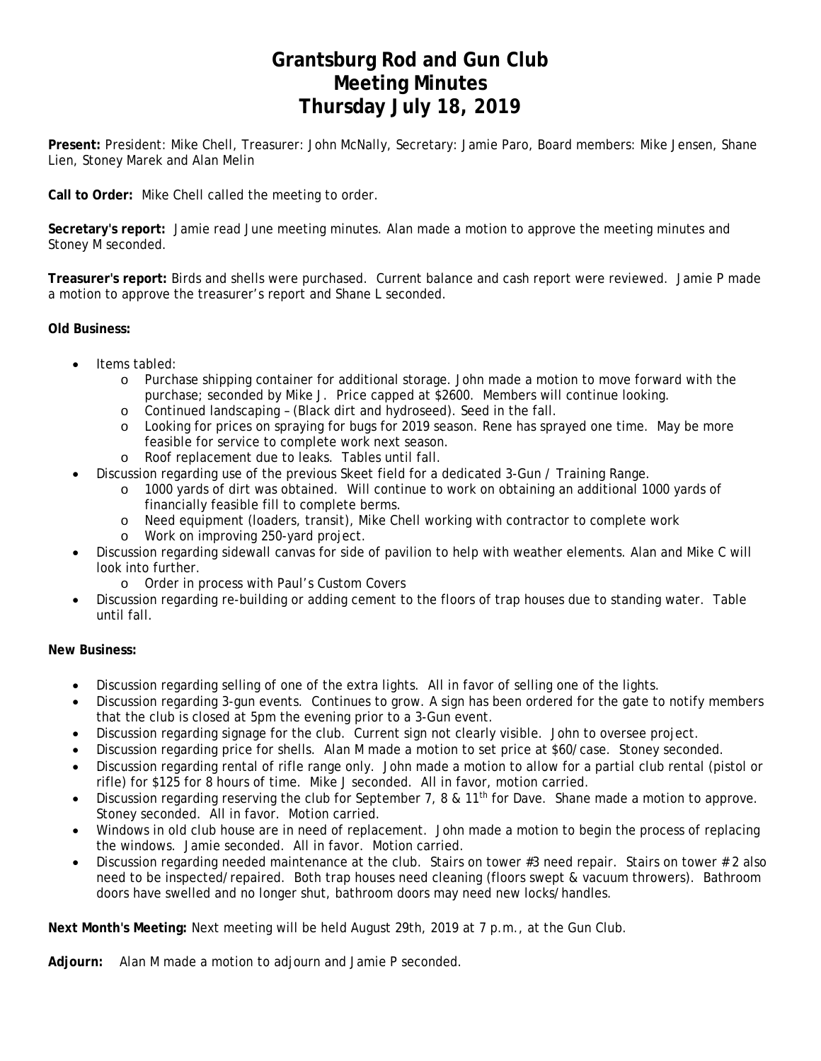# Grantsburg Rod and Gun Club
# Meeting Minutes
# Thursday July 18, 2019

**Present:** President: Mike Chell, Treasurer: John McNally, Secretary: Jamie Paro, Board members: Mike Jensen, Shane Lien, Stoney Marek and Alan Melin

**Call to Order:** Mike Chell called the meeting to order.

**Secretary's report:** Jamie read June meeting minutes. Alan made a motion to approve the meeting minutes and Stoney M seconded.

**Treasurer's report:** Birds and shells were purchased. Current balance and cash report were reviewed. Jamie P made a motion to approve the treasurer's report and Shane L seconded.

**Old Business:**

- Items tabled:
    - Purchase shipping container for additional storage. John made a motion to move forward with the purchase; seconded by Mike J. Price capped at $2600. Members will continue looking.
    - Continued landscaping – (Black dirt and hydroseed). Seed in the fall.
    - Looking for prices on spraying for bugs for 2019 season. Rene has sprayed one time. May be more feasible for service to complete work next season.
    - Roof replacement due to leaks. Tables until fall.
- Discussion regarding use of the previous Skeet field for a dedicated 3-Gun / Training Range.
    - 1000 yards of dirt was obtained. Will continue to work on obtaining an additional 1000 yards of financially feasible fill to complete berms.
    - Need equipment (loaders, transit), Mike Chell working with contractor to complete work
    - Work on improving 250-yard project.
- Discussion regarding sidewall canvas for side of pavilion to help with weather elements. Alan and Mike C will look into further.
    - Order in process with Paul's Custom Covers
- Discussion regarding re-building or adding cement to the floors of trap houses due to standing water. Table until fall.

**New Business:**

- Discussion regarding selling of one of the extra lights. All in favor of selling one of the lights.
- Discussion regarding 3-gun events. Continues to grow. A sign has been ordered for the gate to notify members that the club is closed at 5pm the evening prior to a 3-Gun event.
- Discussion regarding signage for the club. Current sign not clearly visible. John to oversee project.
- Discussion regarding price for shells. Alan M made a motion to set price at $60/case. Stoney seconded.
- Discussion regarding rental of rifle range only. John made a motion to allow for a partial club rental (pistol or rifle) for $125 for 8 hours of time. Mike J seconded. All in favor, motion carried.
- Discussion regarding reserving the club for September 7, 8 & 11th for Dave. Shane made a motion to approve. Stoney seconded. All in favor. Motion carried.
- Windows in old club house are in need of replacement. John made a motion to begin the process of replacing the windows. Jamie seconded. All in favor. Motion carried.
- Discussion regarding needed maintenance at the club. Stairs on tower #3 need repair. Stairs on tower # 2 also need to be inspected/repaired. Both trap houses need cleaning (floors swept & vacuum throwers). Bathroom doors have swelled and no longer shut, bathroom doors may need new locks/handles.

**Next Month's Meeting:** Next meeting will be held August 29th, 2019 at 7 p.m., at the Gun Club.

**Adjourn:** Alan M made a motion to adjourn and Jamie P seconded.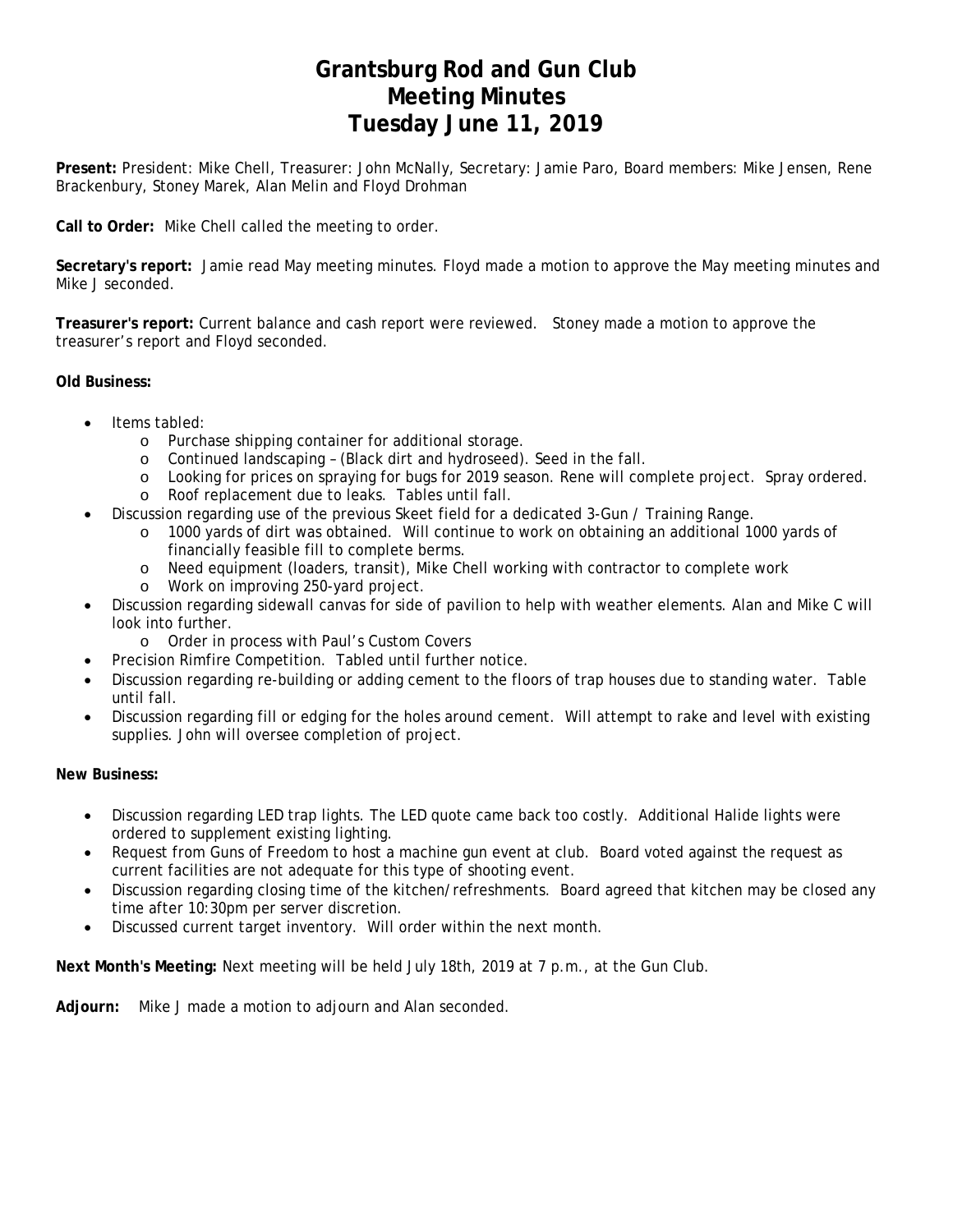# Grantsburg Rod and Gun Club
# Meeting Minutes
# Tuesday June 11, 2019

**Present:** President: Mike Chell, Treasurer: John McNally, Secretary: Jamie Paro, Board members: Mike Jensen, Rene Brackenbury, Stoney Marek, Alan Melin and Floyd Drohman

**Call to Order:** Mike Chell called the meeting to order.

**Secretary's report:** Jamie read May meeting minutes. Floyd made a motion to approve the May meeting minutes and Mike J seconded.

**Treasurer's report:** Current balance and cash report were reviewed. Stoney made a motion to approve the treasurer's report and Floyd seconded.

**Old Business:**

- Items tabled:
  - Purchase shipping container for additional storage.
  - Continued landscaping – (Black dirt and hydroseed). Seed in the fall.
  - Looking for prices on spraying for bugs for 2019 season. Rene will complete project. Spray ordered.
  - Roof replacement due to leaks. Tables until fall.
- Discussion regarding use of the previous Skeet field for a dedicated 3-Gun / Training Range.
  - 1000 yards of dirt was obtained. Will continue to work on obtaining an additional 1000 yards of financially feasible fill to complete berms.
  - Need equipment (loaders, transit), Mike Chell working with contractor to complete work
  - Work on improving 250-yard project.
- Discussion regarding sidewall canvas for side of pavilion to help with weather elements. Alan and Mike C will look into further.
  - Order in process with Paul's Custom Covers
- Precision Rimfire Competition. Tabled until further notice.
- Discussion regarding re-building or adding cement to the floors of trap houses due to standing water. Table until fall.
- Discussion regarding fill or edging for the holes around cement. Will attempt to rake and level with existing supplies. John will oversee completion of project.

**New Business:**

- Discussion regarding LED trap lights. The LED quote came back too costly. Additional Halide lights were ordered to supplement existing lighting.
- Request from Guns of Freedom to host a machine gun event at club. Board voted against the request as current facilities are not adequate for this type of shooting event.
- Discussion regarding closing time of the kitchen/refreshments. Board agreed that kitchen may be closed any time after 10:30pm per server discretion.
- Discussed current target inventory. Will order within the next month.

**Next Month's Meeting:** Next meeting will be held July 18th, 2019 at 7 p.m., at the Gun Club.

**Adjourn:** Mike J made a motion to adjourn and Alan seconded.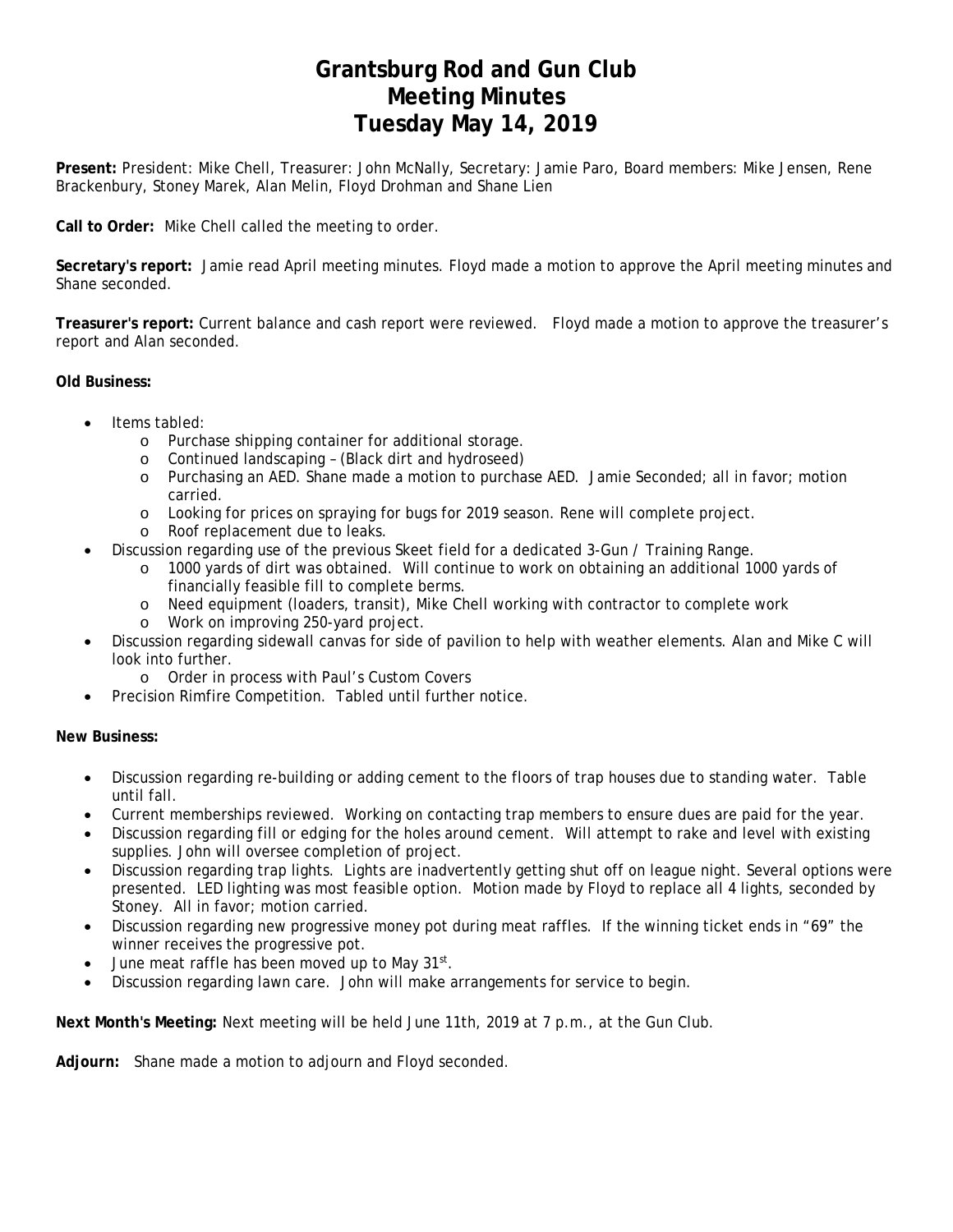# Grantsburg Rod and Gun Club
# Meeting Minutes
# Tuesday May 14, 2019

**Present:** President: Mike Chell, Treasurer: John McNally, Secretary: Jamie Paro, Board members: Mike Jensen, Rene Brackenbury, Stoney Marek, Alan Melin, Floyd Drohman and Shane Lien

**Call to Order:** Mike Chell called the meeting to order.

**Secretary's report:** Jamie read April meeting minutes. Floyd made a motion to approve the April meeting minutes and Shane seconded.

**Treasurer's report:** Current balance and cash report were reviewed. Floyd made a motion to approve the treasurer's report and Alan seconded.

**Old Business:**

- Items tabled:
  - Purchase shipping container for additional storage.
  - Continued landscaping – (Black dirt and hydroseed)
  - Purchasing an AED. Shane made a motion to purchase AED. Jamie Seconded; all in favor; motion carried.
  - Looking for prices on spraying for bugs for 2019 season. Rene will complete project.
  - Roof replacement due to leaks.
- Discussion regarding use of the previous Skeet field for a dedicated 3-Gun / Training Range.
  - 1000 yards of dirt was obtained. Will continue to work on obtaining an additional 1000 yards of financially feasible fill to complete berms.
  - Need equipment (loaders, transit), Mike Chell working with contractor to complete work
  - Work on improving 250-yard project.
- Discussion regarding sidewall canvas for side of pavilion to help with weather elements. Alan and Mike C will look into further.
  - Order in process with Paul's Custom Covers
- Precision Rimfire Competition. Tabled until further notice.

**New Business:**

- Discussion regarding re-building or adding cement to the floors of trap houses due to standing water. Table until fall.
- Current memberships reviewed. Working on contacting trap members to ensure dues are paid for the year.
- Discussion regarding fill or edging for the holes around cement. Will attempt to rake and level with existing supplies. John will oversee completion of project.
- Discussion regarding trap lights. Lights are inadvertently getting shut off on league night. Several options were presented. LED lighting was most feasible option. Motion made by Floyd to replace all 4 lights, seconded by Stoney. All in favor; motion carried.
- Discussion regarding new progressive money pot during meat raffles. If the winning ticket ends in "69" the winner receives the progressive pot.
- June meat raffle has been moved up to May 31st.
- Discussion regarding lawn care. John will make arrangements for service to begin.

**Next Month's Meeting:** Next meeting will be held June 11th, 2019 at 7 p.m., at the Gun Club.

**Adjourn:** Shane made a motion to adjourn and Floyd seconded.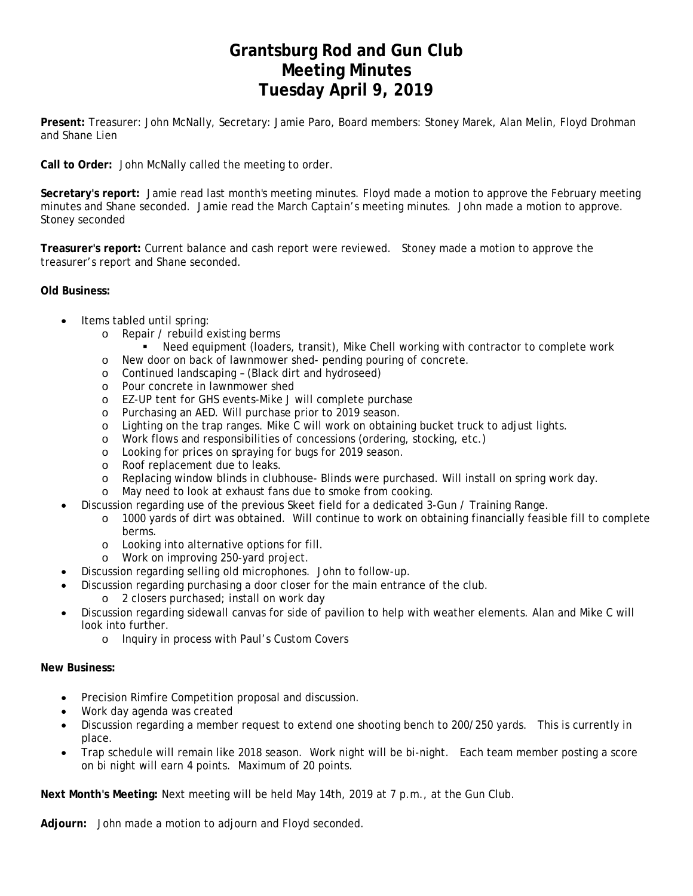# Grantsburg Rod and Gun Club
# Meeting Minutes
# Tuesday April 9, 2019

**Present:** Treasurer: John McNally, Secretary: Jamie Paro, Board members: Stoney Marek, Alan Melin, Floyd Drohman and Shane Lien

**Call to Order:** John McNally called the meeting to order.

**Secretary's report:** Jamie read last month's meeting minutes. Floyd made a motion to approve the February meeting minutes and Shane seconded. Jamie read the March Captain's meeting minutes. John made a motion to approve. Stoney seconded

**Treasurer's report:** Current balance and cash report were reviewed. Stoney made a motion to approve the treasurer's report and Shane seconded.

**Old Business:**

- Items tabled until spring:
  - Repair / rebuild existing berms
    - Need equipment (loaders, transit), Mike Chell working with contractor to complete work
  - New door on back of lawnmower shed- pending pouring of concrete.
  - Continued landscaping – (Black dirt and hydroseed)
  - Pour concrete in lawnmower shed
  - EZ-UP tent for GHS events-Mike J will complete purchase
  - Purchasing an AED. Will purchase prior to 2019 season.
  - Lighting on the trap ranges. Mike C will work on obtaining bucket truck to adjust lights.
  - Work flows and responsibilities of concessions (ordering, stocking, etc.)
  - Looking for prices on spraying for bugs for 2019 season.
  - Roof replacement due to leaks.
  - Replacing window blinds in clubhouse- Blinds were purchased. Will install on spring work day.
  - May need to look at exhaust fans due to smoke from cooking.
- Discussion regarding use of the previous Skeet field for a dedicated 3-Gun / Training Range.
  - 1000 yards of dirt was obtained. Will continue to work on obtaining financially feasible fill to complete berms.
  - Looking into alternative options for fill.
  - Work on improving 250-yard project.
- Discussion regarding selling old microphones. John to follow-up.
- Discussion regarding purchasing a door closer for the main entrance of the club.
  - 2 closers purchased; install on work day
- Discussion regarding sidewall canvas for side of pavilion to help with weather elements. Alan and Mike C will look into further.
  - Inquiry in process with Paul's Custom Covers

**New Business:**

- Precision Rimfire Competition proposal and discussion.
- Work day agenda was created
- Discussion regarding a member request to extend one shooting bench to 200/250 yards. This is currently in place.
- Trap schedule will remain like 2018 season. Work night will be bi-night. Each team member posting a score on bi night will earn 4 points. Maximum of 20 points.

**Next Month's Meeting:** Next meeting will be held May 14th, 2019 at 7 p.m., at the Gun Club.

**Adjourn:** John made a motion to adjourn and Floyd seconded.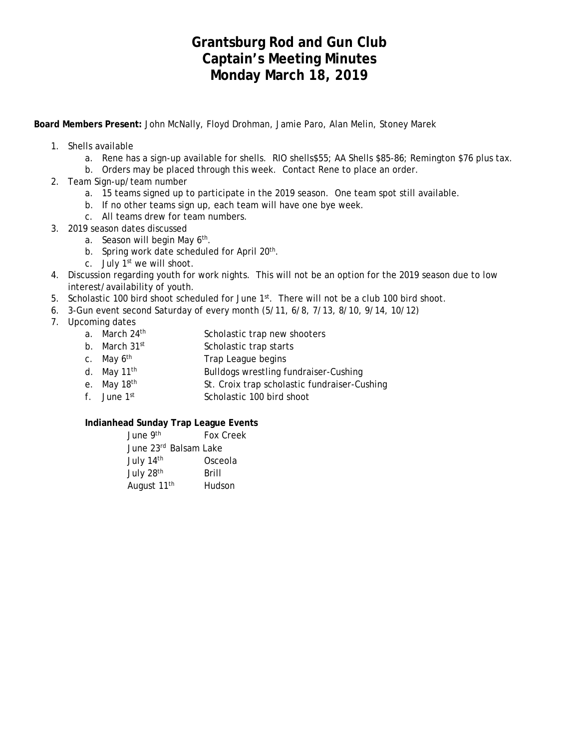# Grantsburg Rod and Gun Club
## Captain's Meeting Minutes
## Monday March 18, 2019

**Board Members Present:** John McNally, Floyd Drohman, Jamie Paro, Alan Melin, Stoney Marek

1. Shells available
   a. Rene has a sign-up available for shells. RIO shells$55; AA Shells $85-86; Remington $76 plus tax.
   b. Orders may be placed through this week. Contact Rene to place an order.
2. Team Sign-up/team number
   a. 15 teams signed up to participate in the 2019 season. One team spot still available.
   b. If no other teams sign up, each team will have one bye week.
   c. All teams drew for team numbers.
3. 2019 season dates discussed
   a. Season will begin May 6th.
   b. Spring work date scheduled for April 20th.
   c. July 1st we will shoot.
4. Discussion regarding youth for work nights. This will not be an option for the 2019 season due to low interest/availability of youth.
5. Scholastic 100 bird shoot scheduled for June 1st. There will not be a club 100 bird shoot.
6. 3-Gun event second Saturday of every month (5/11, 6/8, 7/13, 8/10, 9/14, 10/12)
7. Upcoming dates
   a. March 24th — Scholastic trap new shooters
   b. March 31st — Scholastic trap starts
   c. May 6th — Trap League begins
   d. May 11th — Bulldogs wrestling fundraiser-Cushing
   e. May 18th — St. Croix trap scholastic fundraiser-Cushing
   f. June 1st — Scholastic 100 bird shoot

**Indianhead Sunday Trap League Events**

| | |
|---|---|
| June 9th | Fox Creek |
| June 23rd | Balsam Lake |
| July 14th | Osceola |
| July 28th | Brill |
| August 11th | Hudson |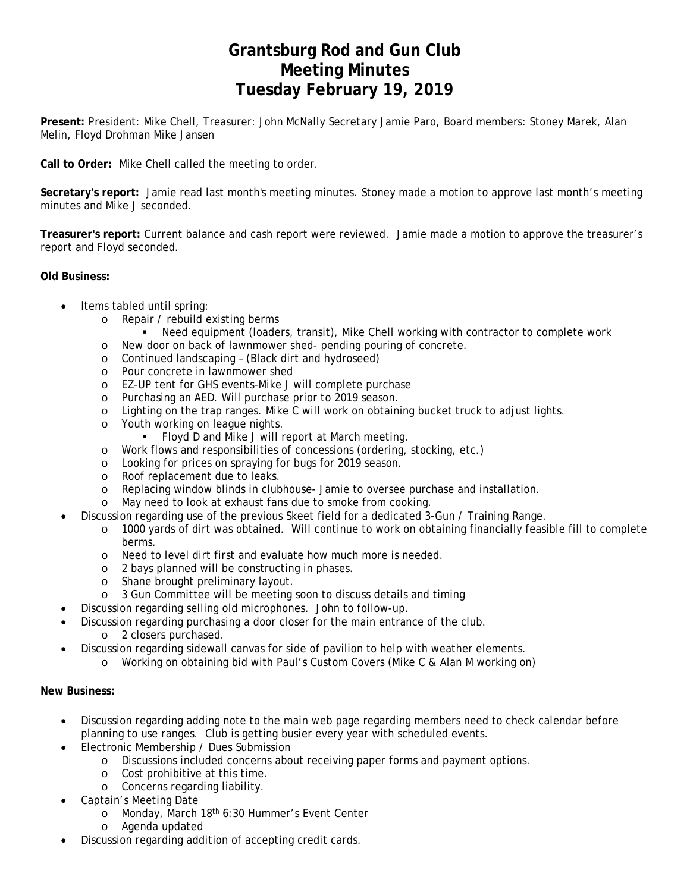# Grantsburg Rod and Gun Club
# Meeting Minutes
# Tuesday February 19, 2019

**Present:** President: Mike Chell, Treasurer: John McNally Secretary Jamie Paro, Board members: Stoney Marek, Alan Melin, Floyd Drohman Mike Jansen

**Call to Order:** Mike Chell called the meeting to order.

**Secretary's report:** Jamie read last month's meeting minutes. Stoney made a motion to approve last month's meeting minutes and Mike J seconded.

**Treasurer's report:** Current balance and cash report were reviewed. Jamie made a motion to approve the treasurer's report and Floyd seconded.

**Old Business:**

- Items tabled until spring:
  - Repair / rebuild existing berms
    - Need equipment (loaders, transit), Mike Chell working with contractor to complete work
  - New door on back of lawnmower shed- pending pouring of concrete.
  - Continued landscaping – (Black dirt and hydroseed)
  - Pour concrete in lawnmower shed
  - EZ-UP tent for GHS events-Mike J will complete purchase
  - Purchasing an AED. Will purchase prior to 2019 season.
  - Lighting on the trap ranges. Mike C will work on obtaining bucket truck to adjust lights.
  - Youth working on league nights.
    - Floyd D and Mike J will report at March meeting.
  - Work flows and responsibilities of concessions (ordering, stocking, etc.)
  - Looking for prices on spraying for bugs for 2019 season.
  - Roof replacement due to leaks.
  - Replacing window blinds in clubhouse- Jamie to oversee purchase and installation.
  - May need to look at exhaust fans due to smoke from cooking.
- Discussion regarding use of the previous Skeet field for a dedicated 3-Gun / Training Range.
  - 1000 yards of dirt was obtained. Will continue to work on obtaining financially feasible fill to complete berms.
  - Need to level dirt first and evaluate how much more is needed.
  - 2 bays planned will be constructing in phases.
  - Shane brought preliminary layout.
  - 3 Gun Committee will be meeting soon to discuss details and timing
- Discussion regarding selling old microphones. John to follow-up.
- Discussion regarding purchasing a door closer for the main entrance of the club.
  - 2 closers purchased.
- Discussion regarding sidewall canvas for side of pavilion to help with weather elements.
  - Working on obtaining bid with Paul's Custom Covers (Mike C & Alan M working on)

**New Business:**

- Discussion regarding adding note to the main web page regarding members need to check calendar before planning to use ranges. Club is getting busier every year with scheduled events.
- Electronic Membership / Dues Submission
  - Discussions included concerns about receiving paper forms and payment options.
  - Cost prohibitive at this time.
  - Concerns regarding liability.
- Captain's Meeting Date
  - Monday, March 18th 6:30 Hummer's Event Center
  - Agenda updated
- Discussion regarding addition of accepting credit cards.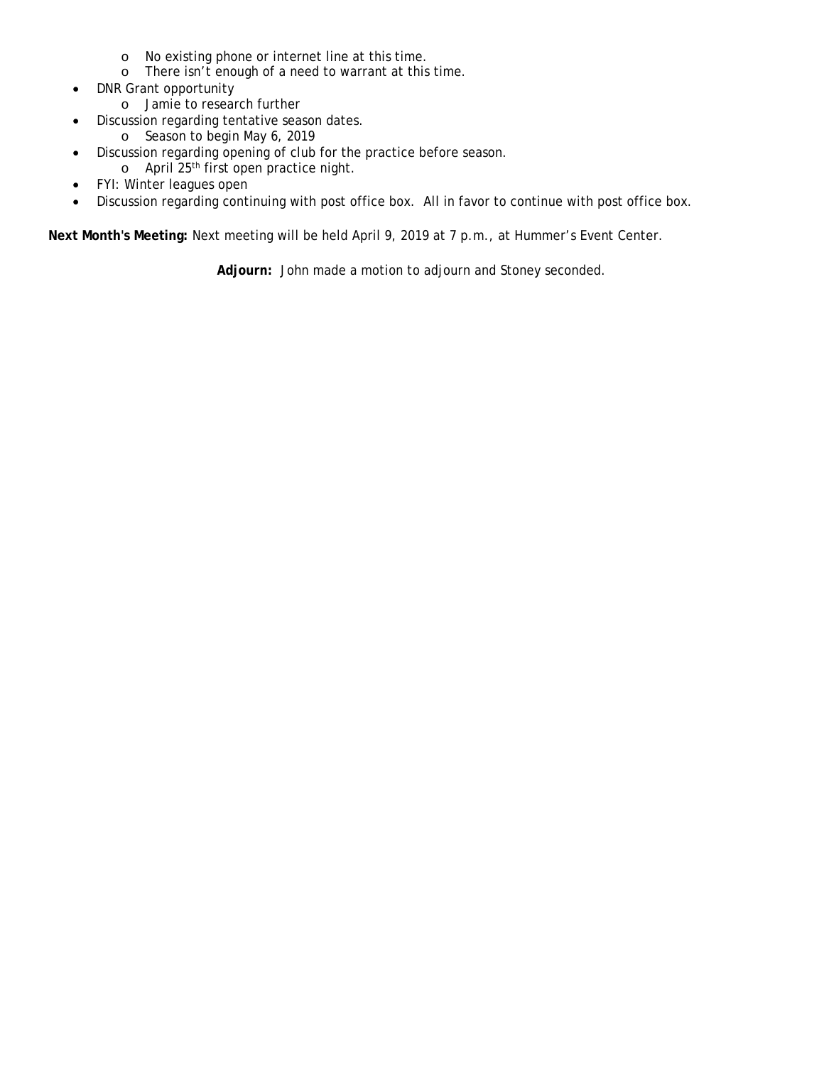- No existing phone or internet line at this time.
    - There isn't enough of a need to warrant at this time.
- DNR Grant opportunity
    - Jamie to research further
- Discussion regarding tentative season dates.
    - Season to begin May 6, 2019
- Discussion regarding opening of club for the practice before season.
    - April 25th first open practice night.
- FYI: Winter leagues open
- Discussion regarding continuing with post office box. All in favor to continue with post office box.

**Next Month's Meeting:** Next meeting will be held April 9, 2019 at 7 p.m., at Hummer's Event Center.

**Adjourn:** John made a motion to adjourn and Stoney seconded.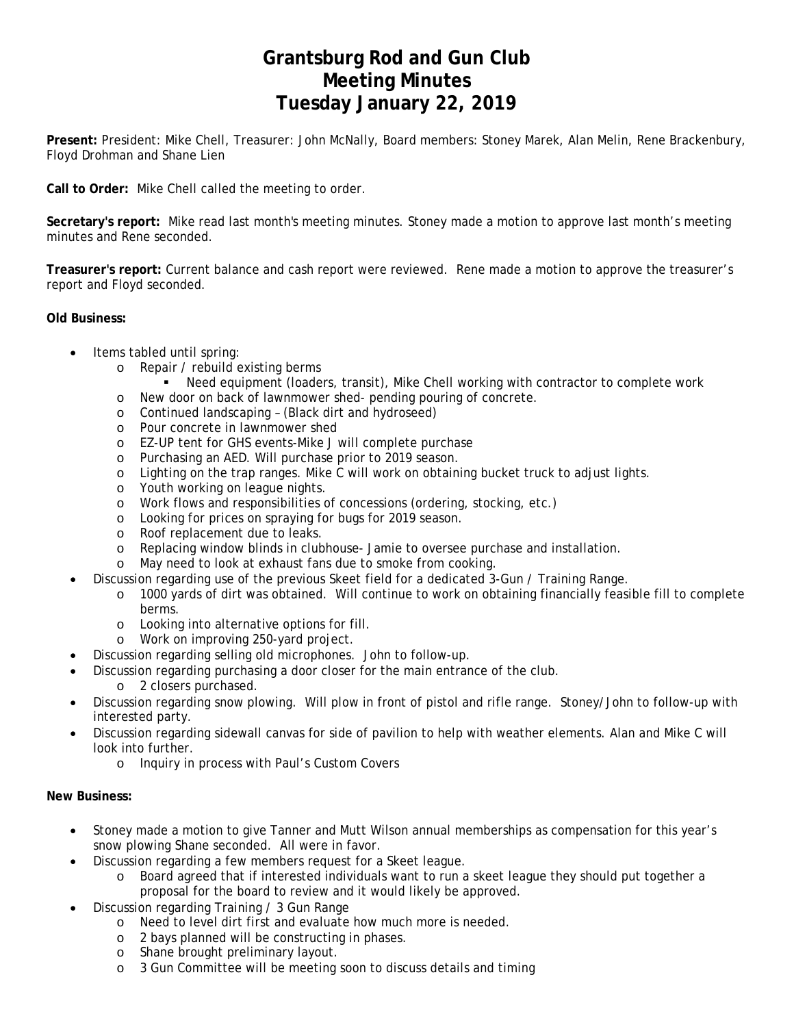# Grantsburg Rod and Gun Club
# Meeting Minutes
# Tuesday January 22, 2019

**Present:** President: Mike Chell, Treasurer: John McNally, Board members: Stoney Marek, Alan Melin, Rene Brackenbury, Floyd Drohman and Shane Lien

**Call to Order:** Mike Chell called the meeting to order.

**Secretary's report:** Mike read last month's meeting minutes. Stoney made a motion to approve last month's meeting minutes and Rene seconded.

**Treasurer's report:** Current balance and cash report were reviewed. Rene made a motion to approve the treasurer's report and Floyd seconded.

**Old Business:**

- Items tabled until spring:
  - Repair / rebuild existing berms
    - Need equipment (loaders, transit), Mike Chell working with contractor to complete work
  - New door on back of lawnmower shed- pending pouring of concrete.
  - Continued landscaping – (Black dirt and hydroseed)
  - Pour concrete in lawnmower shed
  - EZ-UP tent for GHS events-Mike J will complete purchase
  - Purchasing an AED. Will purchase prior to 2019 season.
  - Lighting on the trap ranges. Mike C will work on obtaining bucket truck to adjust lights.
  - Youth working on league nights.
  - Work flows and responsibilities of concessions (ordering, stocking, etc.)
  - Looking for prices on spraying for bugs for 2019 season.
  - Roof replacement due to leaks.
  - Replacing window blinds in clubhouse- Jamie to oversee purchase and installation.
  - May need to look at exhaust fans due to smoke from cooking.
- Discussion regarding use of the previous Skeet field for a dedicated 3-Gun / Training Range.
  - 1000 yards of dirt was obtained. Will continue to work on obtaining financially feasible fill to complete berms.
  - Looking into alternative options for fill.
  - Work on improving 250-yard project.
- Discussion regarding selling old microphones. John to follow-up.
- Discussion regarding purchasing a door closer for the main entrance of the club.
  - 2 closers purchased.
- Discussion regarding snow plowing. Will plow in front of pistol and rifle range. Stoney/John to follow-up with interested party.
- Discussion regarding sidewall canvas for side of pavilion to help with weather elements. Alan and Mike C will look into further.
  - Inquiry in process with Paul's Custom Covers

**New Business:**

- Stoney made a motion to give Tanner and Mutt Wilson annual memberships as compensation for this year's snow plowing Shane seconded. All were in favor.
- Discussion regarding a few members request for a Skeet league.
  - Board agreed that if interested individuals want to run a skeet league they should put together a proposal for the board to review and it would likely be approved.
- Discussion regarding Training / 3 Gun Range
  - Need to level dirt first and evaluate how much more is needed.
  - 2 bays planned will be constructing in phases.
  - Shane brought preliminary layout.
  - 3 Gun Committee will be meeting soon to discuss details and timing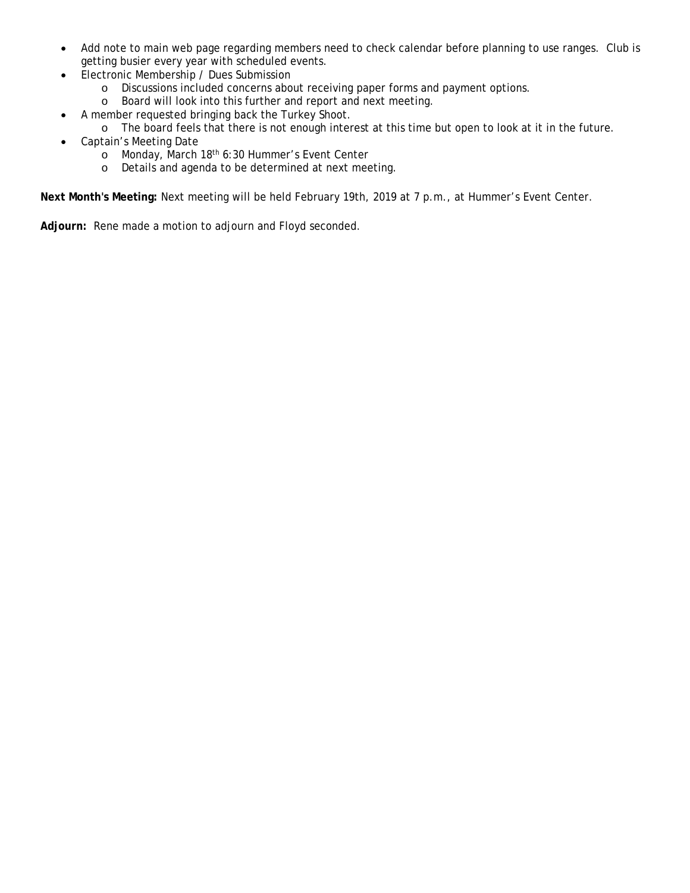- Add note to main web page regarding members need to check calendar before planning to use ranges. Club is getting busier every year with scheduled events.
- Electronic Membership / Dues Submission
  - Discussions included concerns about receiving paper forms and payment options.
  - Board will look into this further and report and next meeting.
- A member requested bringing back the Turkey Shoot.
  - The board feels that there is not enough interest at this time but open to look at it in the future.
- Captain's Meeting Date
  - Monday, March 18th 6:30 Hummer's Event Center
  - Details and agenda to be determined at next meeting.

**Next Month's Meeting:** Next meeting will be held February 19th, 2019 at 7 p.m., at Hummer's Event Center.

**Adjourn:** Rene made a motion to adjourn and Floyd seconded.